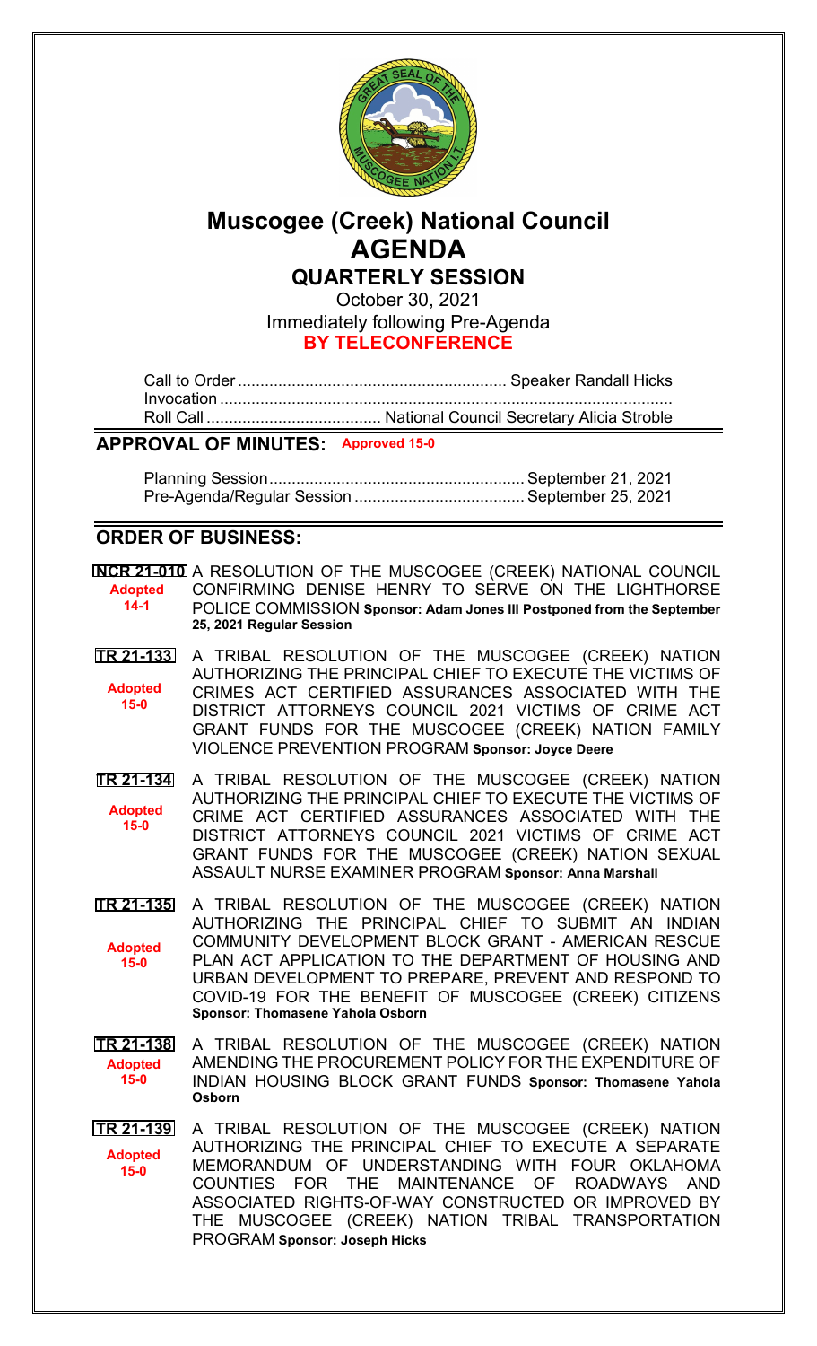# Muscogee (Creek) National Council

# AGENDA

## QUARTERLY SESSION

October 30, 2021

Immediately following Pre-Agenda

**BY TELECONFERENCE**

Call to Order ............................................................ Speaker Randall Hicks

Invocation .....................................................................................................

Roll Call ....................................... National Council Secretary Alicia Stroble

## APPROVAL OF MINUTES: Approved 15-0

Planning Session ......................................................... September 21, 2021

Pre-Agenda/Regular Session ...................................... September 25, 2021

## ORDER OF BUSINESS:

**NCR 21-010** (Adopted 14-1) A RESOLUTION OF THE MUSCOGEE (CREEK) NATIONAL COUNCIL CONFIRMING DENISE HENRY TO SERVE ON THE LIGHTHORSE POLICE COMMISSION **Sponsor: Adam Jones III Postponed from the September 25, 2021 Regular Session**

**TR 21-133** (Adopted 15-0) A TRIBAL RESOLUTION OF THE MUSCOGEE (CREEK) NATION AUTHORIZING THE PRINCIPAL CHIEF TO EXECUTE THE VICTIMS OF CRIMES ACT CERTIFIED ASSURANCES ASSOCIATED WITH THE DISTRICT ATTORNEYS COUNCIL 2021 VICTIMS OF CRIME ACT GRANT FUNDS FOR THE MUSCOGEE (CREEK) NATION FAMILY VIOLENCE PREVENTION PROGRAM **Sponsor: Joyce Deere**

**TR 21-134** (Adopted 15-0) A TRIBAL RESOLUTION OF THE MUSCOGEE (CREEK) NATION AUTHORIZING THE PRINCIPAL CHIEF TO EXECUTE THE VICTIMS OF CRIME ACT CERTIFIED ASSURANCES ASSOCIATED WITH THE DISTRICT ATTORNEYS COUNCIL 2021 VICTIMS OF CRIME ACT GRANT FUNDS FOR THE MUSCOGEE (CREEK) NATION SEXUAL ASSAULT NURSE EXAMINER PROGRAM **Sponsor: Anna Marshall**

**TR 21-135** (Adopted 15-0) A TRIBAL RESOLUTION OF THE MUSCOGEE (CREEK) NATION AUTHORIZING THE PRINCIPAL CHIEF TO SUBMIT AN INDIAN COMMUNITY DEVELOPMENT BLOCK GRANT - AMERICAN RESCUE PLAN ACT APPLICATION TO THE DEPARTMENT OF HOUSING AND URBAN DEVELOPMENT TO PREPARE, PREVENT AND RESPOND TO COVID-19 FOR THE BENEFIT OF MUSCOGEE (CREEK) CITIZENS **Sponsor: Thomasene Yahola Osborn**

**TR 21-138** (Adopted 15-0) A TRIBAL RESOLUTION OF THE MUSCOGEE (CREEK) NATION AMENDING THE PROCUREMENT POLICY FOR THE EXPENDITURE OF INDIAN HOUSING BLOCK GRANT FUNDS **Sponsor: Thomasene Yahola Osborn**

**TR 21-139** (Adopted 15-0) A TRIBAL RESOLUTION OF THE MUSCOGEE (CREEK) NATION AUTHORIZING THE PRINCIPAL CHIEF TO EXECUTE A SEPARATE MEMORANDUM OF UNDERSTANDING WITH FOUR OKLAHOMA COUNTIES FOR THE MAINTENANCE OF ROADWAYS AND ASSOCIATED RIGHTS-OF-WAY CONSTRUCTED OR IMPROVED BY THE MUSCOGEE (CREEK) NATION TRIBAL TRANSPORTATION PROGRAM **Sponsor: Joseph Hicks**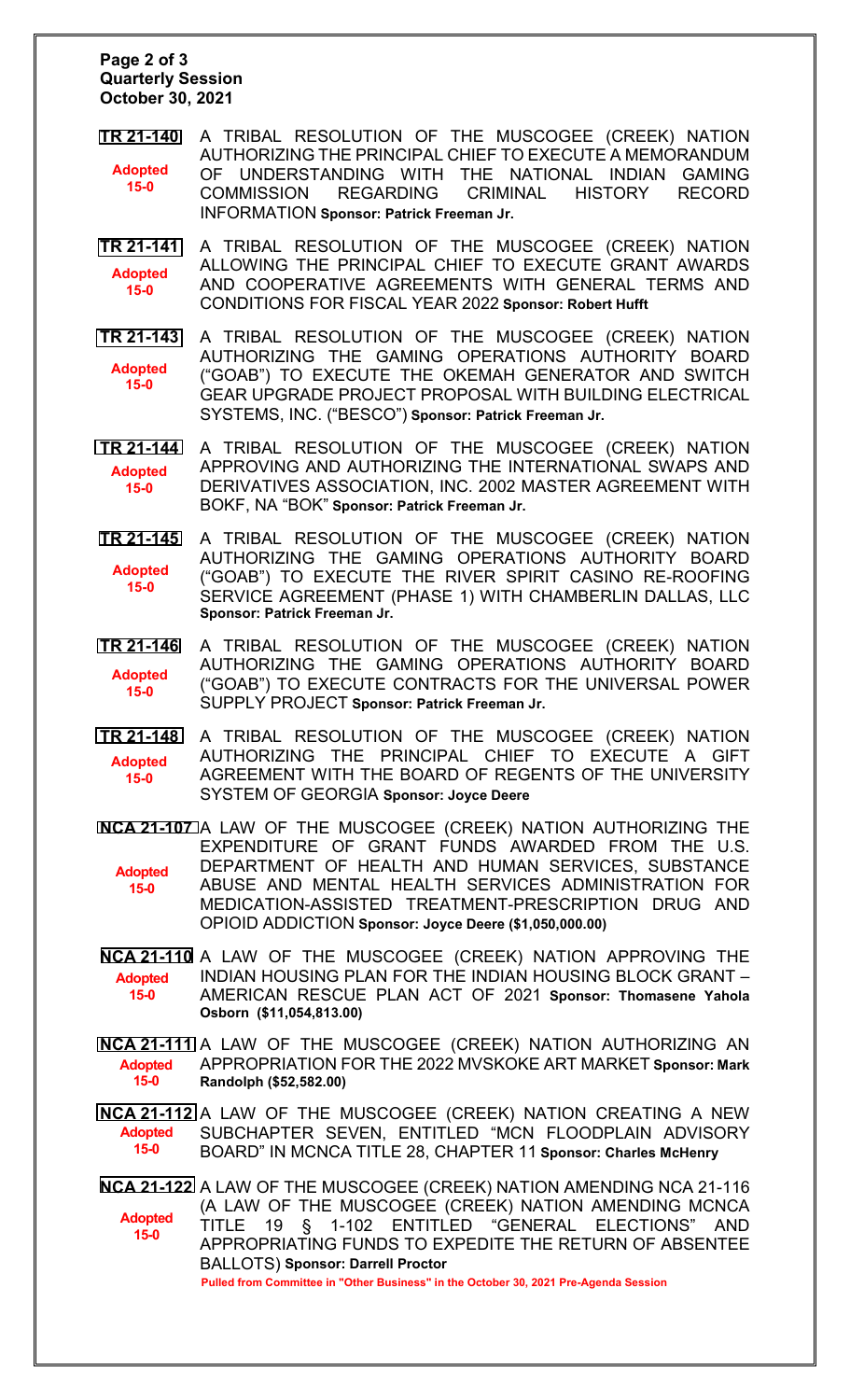**Quarterly Session**
**October 30, 2021**

**TR 21-140** — **Adopted 15-0**
A TRIBAL RESOLUTION OF THE MUSCOGEE (CREEK) NATION AUTHORIZING THE PRINCIPAL CHIEF TO EXECUTE A MEMORANDUM OF UNDERSTANDING WITH THE NATIONAL INDIAN GAMING COMMISSION REGARDING CRIMINAL HISTORY RECORD INFORMATION **Sponsor: Patrick Freeman Jr.**

**TR 21-141** — **Adopted 15-0**
A TRIBAL RESOLUTION OF THE MUSCOGEE (CREEK) NATION ALLOWING THE PRINCIPAL CHIEF TO EXECUTE GRANT AWARDS AND COOPERATIVE AGREEMENTS WITH GENERAL TERMS AND CONDITIONS FOR FISCAL YEAR 2022 **Sponsor: Robert Hufft**

**TR 21-143** — **Adopted 15-0**
A TRIBAL RESOLUTION OF THE MUSCOGEE (CREEK) NATION AUTHORIZING THE GAMING OPERATIONS AUTHORITY BOARD ("GOAB") TO EXECUTE THE OKEMAH GENERATOR AND SWITCH GEAR UPGRADE PROJECT PROPOSAL WITH BUILDING ELECTRICAL SYSTEMS, INC. ("BESCO") **Sponsor: Patrick Freeman Jr.**

**TR 21-144** — **Adopted 15-0**
A TRIBAL RESOLUTION OF THE MUSCOGEE (CREEK) NATION APPROVING AND AUTHORIZING THE INTERNATIONAL SWAPS AND DERIVATIVES ASSOCIATION, INC. 2002 MASTER AGREEMENT WITH BOKF, NA "BOK" **Sponsor: Patrick Freeman Jr.**

**TR 21-145** — **Adopted 15-0**
A TRIBAL RESOLUTION OF THE MUSCOGEE (CREEK) NATION AUTHORIZING THE GAMING OPERATIONS AUTHORITY BOARD ("GOAB") TO EXECUTE THE RIVER SPIRIT CASINO RE-ROOFING SERVICE AGREEMENT (PHASE 1) WITH CHAMBERLIN DALLAS, LLC **Sponsor: Patrick Freeman Jr.**

**TR 21-146** — **Adopted 15-0**
A TRIBAL RESOLUTION OF THE MUSCOGEE (CREEK) NATION AUTHORIZING THE GAMING OPERATIONS AUTHORITY BOARD ("GOAB") TO EXECUTE CONTRACTS FOR THE UNIVERSAL POWER SUPPLY PROJECT **Sponsor: Patrick Freeman Jr.**

**TR 21-148** — **Adopted 15-0**
A TRIBAL RESOLUTION OF THE MUSCOGEE (CREEK) NATION AUTHORIZING THE PRINCIPAL CHIEF TO EXECUTE A GIFT AGREEMENT WITH THE BOARD OF REGENTS OF THE UNIVERSITY SYSTEM OF GEORGIA **Sponsor: Joyce Deere**

**NCA 21-107** — **Adopted 15-0**
A LAW OF THE MUSCOGEE (CREEK) NATION AUTHORIZING THE EXPENDITURE OF GRANT FUNDS AWARDED FROM THE U.S. DEPARTMENT OF HEALTH AND HUMAN SERVICES, SUBSTANCE ABUSE AND MENTAL HEALTH SERVICES ADMINISTRATION FOR MEDICATION-ASSISTED TREATMENT-PRESCRIPTION DRUG AND OPIOID ADDICTION **Sponsor: Joyce Deere ($1,050,000.00)**

**NCA 21-110** — **Adopted 15-0**
A LAW OF THE MUSCOGEE (CREEK) NATION APPROVING THE INDIAN HOUSING PLAN FOR THE INDIAN HOUSING BLOCK GRANT – AMERICAN RESCUE PLAN ACT OF 2021 **Sponsor: Thomasene Yahola Osborn ($11,054,813.00)**

**NCA 21-111** — **Adopted 15-0**
A LAW OF THE MUSCOGEE (CREEK) NATION AUTHORIZING AN APPROPRIATION FOR THE 2022 MVSKOKE ART MARKET **Sponsor: Mark Randolph ($52,582.00)**

**NCA 21-112** — **Adopted 15-0**
A LAW OF THE MUSCOGEE (CREEK) NATION CREATING A NEW SUBCHAPTER SEVEN, ENTITLED "MCN FLOODPLAIN ADVISORY BOARD" IN MCNCA TITLE 28, CHAPTER 11 **Sponsor: Charles McHenry**

**NCA 21-122** — **Adopted 15-0**
A LAW OF THE MUSCOGEE (CREEK) NATION AMENDING NCA 21-116 (A LAW OF THE MUSCOGEE (CREEK) NATION AMENDING MCNCA TITLE 19 § 1-102 ENTITLED "GENERAL ELECTIONS" AND APPROPRIATING FUNDS TO EXPEDITE THE RETURN OF ABSENTEE BALLOTS) **Sponsor: Darrell Proctor**
**Pulled from Committee in "Other Business" in the October 30, 2021 Pre-Agenda Session**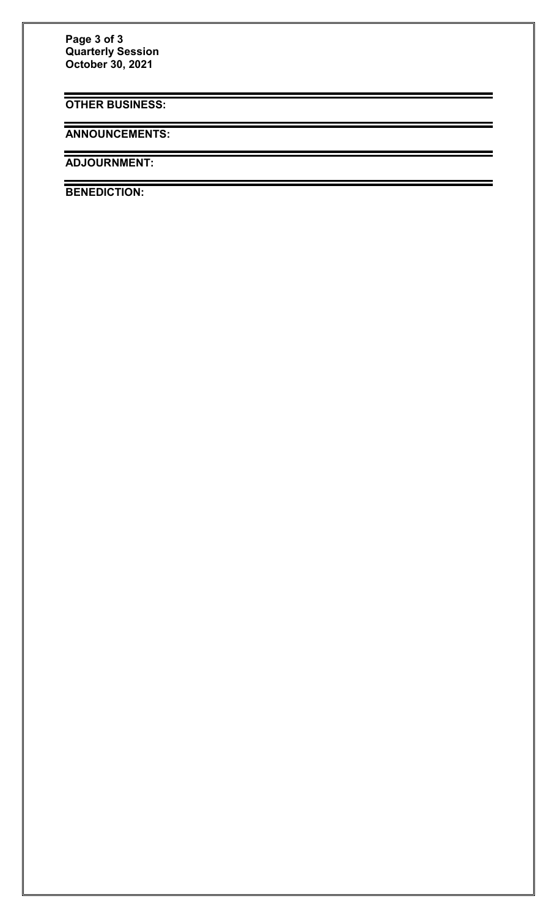**OTHER BUSINESS:**

**ANNOUNCEMENTS:**

**ADJOURNMENT:**

**BENEDICTION:**